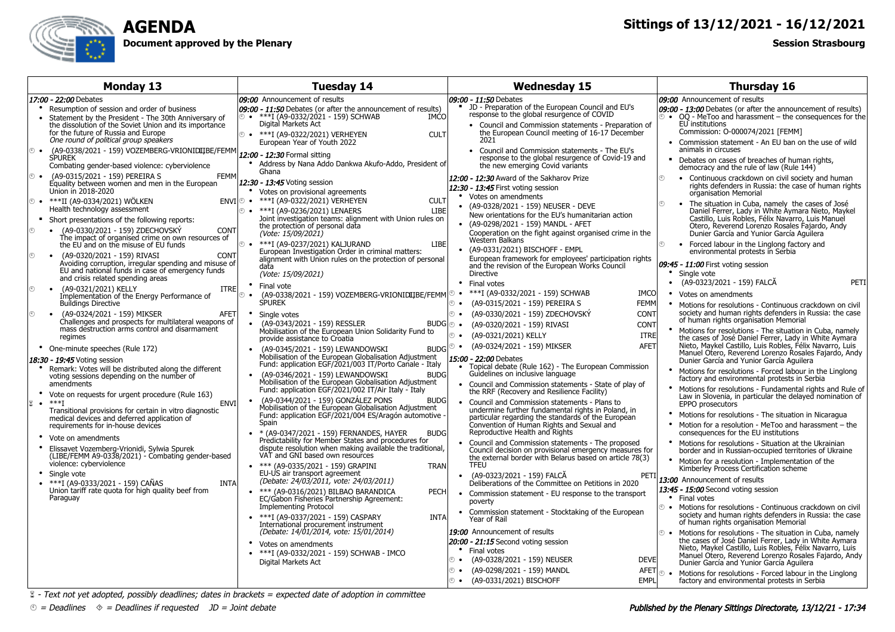# AGENDA

**Document approved by the Plenary**

## Sittings of 13/12/2021 - 16/12/2021

**Session Strasbourg**

## Monday 13

***17:00 - 22:00*** Debates

- Resumption of session and order of business
- Statement by the President - The 30th Anniversary of the dissolution of the Soviet Union and its importance for the future of Russia and Europe
  *One round of political group speakers*
- (A9-0338/2021 - 159) VOZEMBERG-VRIONIDI, SPUREK — LIBE/FEMM
  Combating gender-based violence: cyberviolence
- (A9-0315/2021 - 159) PEREIRA S — FEMM
  Equality between women and men in the European Union in 2018-2020
- ***II (A9-0334/2021) WÖLKEN — ENVI
  Health technology assessment
- Short presentations of the following reports:
  - (A9-0330/2021 - 159) ZDECHOVSKÝ — CONT
    The impact of organised crime on own resources of the EU and on the misuse of EU funds
  - (A9-0320/2021 - 159) RIVASI — CONT
    Avoiding corruption, irregular spending and misuse of EU and national funds in case of emergency funds and crisis related spending areas
  - (A9-0321/2021) KELLY — ITRE
    Implementation of the Energy Performance of Buildings Directive
  - (A9-0324/2021 - 159) MIKSER — AFET
    Challenges and prospects for multilateral weapons of mass destruction arms control and disarmament regimes
- One-minute speeches (Rule 172)

***18:30 - 19:45*** Voting session

- Remark: Votes will be distributed along the different voting sessions depending on the number of amendments
- Vote on requests for urgent procedure (Rule 163)
- ***I — ENVI
  Transitional provisions for certain in vitro diagnostic medical devices and deferred application of requirements for in-house devices
- Vote on amendments
- Elissavet Vozemberg-Vrionidi, Sylwia Spurek (LIBE/FEMM A9-0338/2021) - Combating gender-based violence: cyberviolence
- Single vote
- ***I (A9-0333/2021 - 159) CAÑAS — INTA
  Union tariff rate quota for high quality beef from Paraguay

## Tuesday 14

***09:00*** Announcement of results

***09:00 - 11:50*** Debates (or after the announcement of results)

- ***I (A9-0332/2021 - 159) SCHWAB — IMCO
  Digital Markets Act
- ***I (A9-0322/2021) VERHEYEN — CULT
  European Year of Youth 2022

***12:00 - 12:30*** Formal sitting

- Address by Nana Addo Dankwa Akufo-Addo, President of Ghana

***12:30 - 13:45*** Voting session

- Votes on provisional agreements
- ***I (A9-0322/2021) VERHEYEN — CULT
- ***I (A9-0236/2021) LENAERS — LIBE
  Joint investigation teams: alignment with Union rules on the protection of personal data
  *(Vote: 15/09/2021)*
- ***I (A9-0237/2021) KALJURAND — LIBE
  European Investigation Order in criminal matters: alignment with Union rules on the protection of personal data
  *(Vote: 15/09/2021)*
- Final vote
- (A9-0338/2021 - 159) VOZEMBERG-VRIONIDI, SPUREK — LIBE/FEMM
- Single votes
- (A9-0343/2021 - 159) RESSLER — BUDG
  Mobilisation of the European Union Solidarity Fund to provide assistance to Croatia
- (A9-0345/2021 - 159) LEWANDOWSKI — BUDG
  Mobilisation of the European Globalisation Adjustment Fund: application EGF/2021/003 IT/Porto Canale - Italy
- (A9-0346/2021 - 159) LEWANDOWSKI — BUDG
  Mobilisation of the European Globalisation Adjustment Fund: application EGF/2021/002 IT/Air Italy - Italy
- (A9-0344/2021 - 159) GONZÁLEZ PONS — BUDG
  Mobilisation of the European Globalisation Adjustment Fund: application EGF/2021/004 ES/Aragón automotive - Spain
- * (A9-0347/2021 - 159) FERNANDES, HAYER — BUDG
  Predictability for Member States and procedures for dispute resolution when making available the traditional, VAT and GNI based own resources
- *** (A9-0335/2021 - 159) GRAPINI — TRAN
  EU-US air transport agreement
  *(Debate: 24/03/2011, vote: 24/03/2011)*
- *** (A9-0316/2021) BILBAO BARANDICA — PECH
  EC/Gabon Fisheries Partnership Agreement: Implementing Protocol
- ***I (A9-0337/2021 - 159) CASPARY — INTA
  International procurement instrument
  *(Debate: 14/01/2014, vote: 15/01/2014)*
- Votes on amendments
- ***I (A9-0332/2021 - 159) SCHWAB - IMCO
  Digital Markets Act

## Wednesday 15

***09:00 - 11:50*** Debates

- JD - Preparation of the European Council and EU's response to the global resurgence of COVID
  - Council and Commission statements - Preparation of the European Council meeting of 16-17 December 2021
  - Council and Commission statements - The EU's response to the global resurgence of Covid-19 and the new emerging Covid variants

***12:00 - 12:30*** Award of the Sakharov Prize

***12:30 - 13:45*** First voting session

- Votes on amendments
- (A9-0328/2021 - 159) NEUSER - DEVE
  New orientations for the EU's humanitarian action
- (A9-0298/2021 - 159) MANDL - AFET
  Cooperation on the fight against organised crime in the Western Balkans
- (A9-0331/2021) BISCHOFF - EMPL
  European framework for employees' participation rights and the revision of the European Works Council Directive
- Final votes
- ***I (A9-0332/2021 - 159) SCHWAB — IMCO
- (A9-0315/2021 - 159) PEREIRA S — FEMM
- (A9-0330/2021 - 159) ZDECHOVSKÝ — CONT
- (A9-0320/2021 - 159) RIVASI — CONT
- (A9-0321/2021) KELLY — ITRE
- (A9-0324/2021 - 159) MIKSER — AFET

***15:00 - 22:00*** Debates

- Topical debate (Rule 162) - The European Commission Guidelines on inclusive language
- Council and Commission statements - State of play of the RRF (Recovery and Resilience Facility)
- Council and Commission statements - Plans to undermine further fundamental rights in Poland, in particular regarding the standards of the European Convention of Human Rights and Sexual and Reproductive Health and Rights
- Council and Commission statements - The proposed Council decision on provisional emergency measures for the external border with Belarus based on article 78(3) TFEU
- (A9-0323/2021 - 159) FALCĂ — PETI
  Deliberations of the Committee on Petitions in 2020
- Commission statement - EU response to the transport poverty
- Commission statement - Stocktaking of the European Year of Rail

***19:00*** Announcement of results

***20:00 - 21:15*** Second voting session

- Final votes
- (A9-0328/2021 - 159) NEUSER — DEVE
- (A9-0298/2021 - 159) MANDL — AFET
- (A9-0331/2021) BISCHOFF — EMPL

## Thursday 16

***09:00*** Announcement of results

***09:00 - 13:00*** Debates (or after the announcement of results)

- OQ - MeToo and harassment – the consequences for the EU institutions
  Commission: O-000074/2021 [FEMM]
- Commission statement - An EU ban on the use of wild animals in circuses
- Debates on cases of breaches of human rights, democracy and the rule of law (Rule 144)
  - Continuous crackdown on civil society and human rights defenders in Russia: the case of human rights organisation Memorial
  - The situation in Cuba, namely the cases of José Daniel Ferrer, Lady in White Aymara Nieto, Maykel Castillo, Luis Robles, Félix Navarro, Luis Manuel Otero, Reverend Lorenzo Rosales Fajardo, Andy Dunier García and Yunior García Aguilera
  - Forced labour in the Linglong factory and environmental protests in Serbia

***09:45 - 11:00*** First voting session

- Single vote
- (A9-0323/2021 - 159) FALCĂ — PETI
- Votes on amendments
- Motions for resolutions - Continuous crackdown on civil society and human rights defenders in Russia: the case of human rights organisation Memorial
- Motions for resolutions - The situation in Cuba, namely the cases of José Daniel Ferrer, Lady in White Aymara Nieto, Maykel Castillo, Luis Robles, Félix Navarro, Luis Manuel Otero, Reverend Lorenzo Rosales Fajardo, Andy Dunier García and Yunior García Aguilera
- Motions for resolutions - Forced labour in the Linglong factory and environmental protests in Serbia
- Motions for resolutions - Fundamental rights and Rule of Law in Slovenia, in particular the delayed nomination of EPPO prosecutors
- Motions for resolutions - The situation in Nicaragua
- Motion for a resolution - MeToo and harassment – the consequences for the EU institutions
- Motions for resolutions - Situation at the Ukrainian border and in Russian-occupied territories of Ukraine
- Motion for a resolution - Implementation of the Kimberley Process Certification scheme

***13:00*** Announcement of results

***13:45 - 15:00*** Second voting session

- Final votes
- Motions for resolutions - Continuous crackdown on civil society and human rights defenders in Russia: the case of human rights organisation Memorial
- Motions for resolutions - The situation in Cuba, namely the cases of José Daniel Ferrer, Lady in White Aymara Nieto, Maykel Castillo, Luis Robles, Félix Navarro, Luis Manuel Otero, Reverend Lorenzo Rosales Fajardo, Andy Dunier García and Yunior García Aguilera
- Motions for resolutions - Forced labour in the Linglong factory and environmental protests in Serbia

---

⏳ - *Text not yet adopted, possibly deadlines; dates in brackets = expected date of adoption in committee*

⏱ = *Deadlines* ◈ = *Deadlines if requested* JD = *Joint debate*

*Published by the Plenary Sittings Directorate, 13/12/21 - 17:34*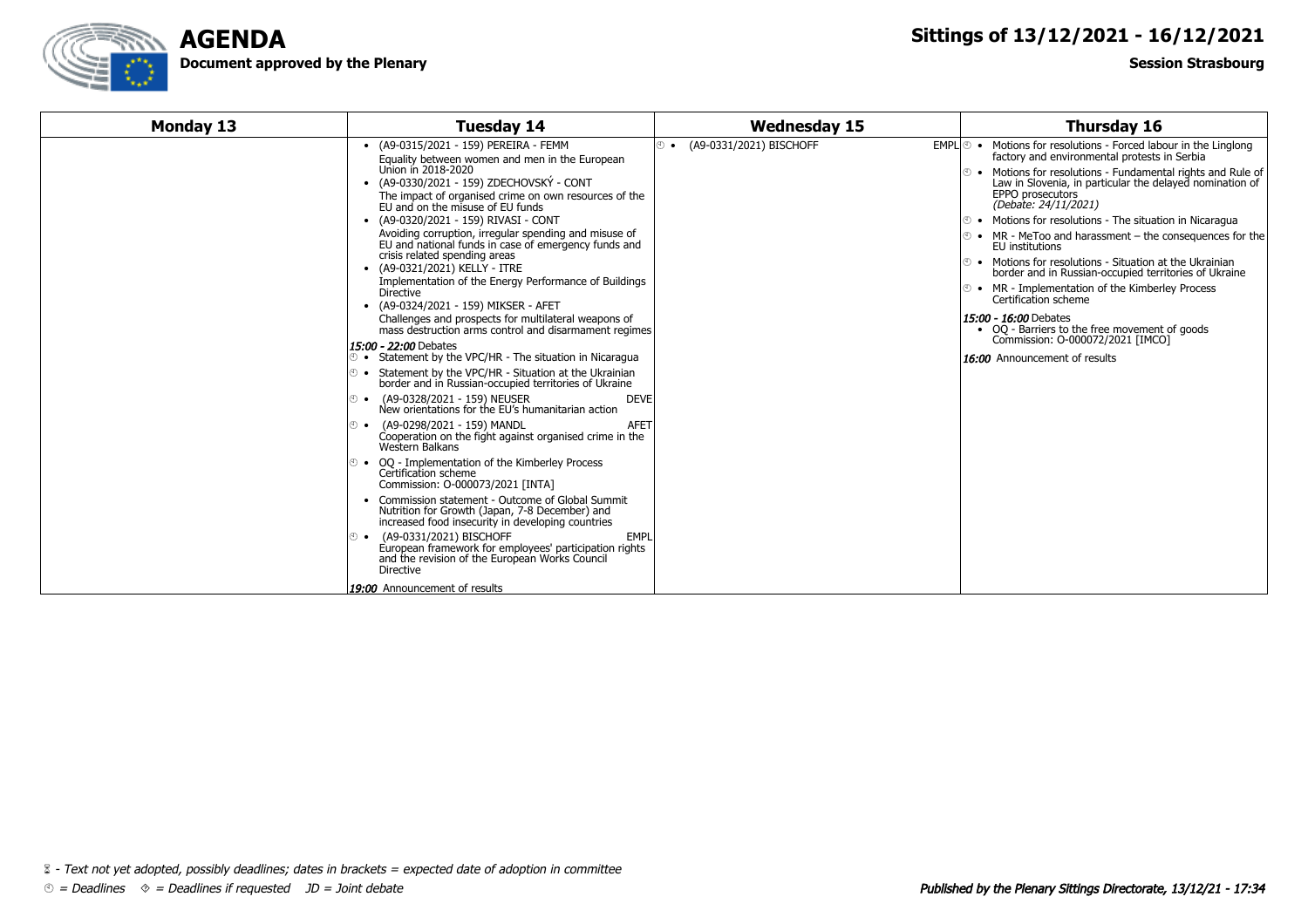# AGENDA

**Document approved by the Plenary**

**Sittings of 13/12/2021 - 16/12/2021**

**Session Strasbourg**

| Monday 13 | Tuesday 14 | Wednesday 15 | Thursday 16 |
| --- | --- | --- | --- |
| | • (A9-0315/2021 - 159) PEREIRA - FEMM<br>Equality between women and men in the European Union in 2018-2020<br>• (A9-0330/2021 - 159) ZDECHOVSKÝ - CONT<br>The impact of organised crime on own resources of the EU and on the misuse of EU funds<br>• (A9-0320/2021 - 159) RIVASI - CONT<br>Avoiding corruption, irregular spending and misuse of EU and national funds in case of emergency funds and crisis related spending areas<br>• (A9-0321/2021) KELLY - ITRE<br>Implementation of the Energy Performance of Buildings Directive<br>• (A9-0324/2021 - 159) MIKSER - AFET<br>Challenges and prospects for multilateral weapons of mass destruction arms control and disarmament regimes<br>***15:00 - 22:00*** Debates<br>⏱ • Statement by the VPC/HR - The situation in Nicaragua<br>⏱ • Statement by the VPC/HR - Situation at the Ukrainian border and in Russian-occupied territories of Ukraine<br>⏱ • (A9-0328/2021 - 159) NEUSER DEVE<br>New orientations for the EU's humanitarian action<br>⏱ • (A9-0298/2021 - 159) MANDL AFET<br>Cooperation on the fight against organised crime in the Western Balkans<br>⏱ • OQ - Implementation of the Kimberley Process Certification scheme<br>Commission: O-000073/2021 [INTA]<br>• Commission statement - Outcome of Global Summit Nutrition for Growth (Japan, 7-8 December) and increased food insecurity in developing countries<br>⏱ • (A9-0331/2021) BISCHOFF EMPL<br>European framework for employees' participation rights and the revision of the European Works Council Directive<br>***19:00*** Announcement of results | ⏱ • (A9-0331/2021) BISCHOFF EMPL | ⏱ • Motions for resolutions - Forced labour in the Linglong factory and environmental protests in Serbia<br>⏱ • Motions for resolutions - Fundamental rights and Rule of Law in Slovenia, in particular the delayed nomination of EPPO prosecutors<br>*(Debate: 24/11/2021)*<br>⏱ • Motions for resolutions - The situation in Nicaragua<br>⏱ • MR - MeToo and harassment – the consequences for the EU institutions<br>⏱ • Motions for resolutions - Situation at the Ukrainian border and in Russian-occupied territories of Ukraine<br>⏱ • MR - Implementation of the Kimberley Process Certification scheme<br>***15:00 - 16:00*** Debates<br>• OQ - Barriers to the free movement of goods<br>Commission: O-000072/2021 [IMCO]<br>***16:00*** Announcement of results |

⌛ - *Text not yet adopted, possibly deadlines; dates in brackets = expected date of adoption in committee*

⏱ *= Deadlines* ◈ *= Deadlines if requested JD = Joint debate*

*Published by the Plenary Sittings Directorate, 13/12/21 - 17:34*